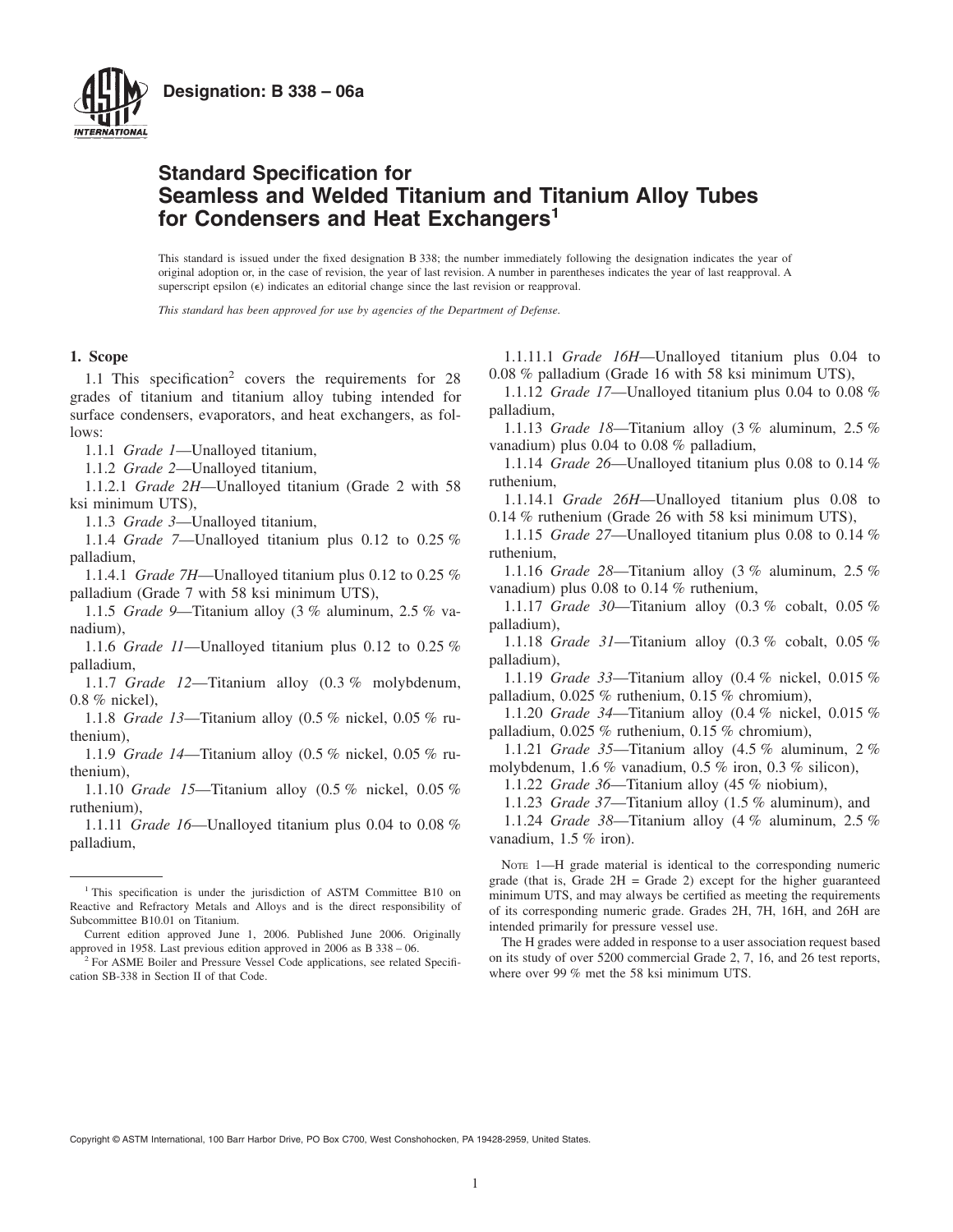**Designation: B 338 – 06a**

# Standard Specification for Seamless and Welded Titanium and Titanium Alloy Tubes for Condensers and Heat Exchangers[1]

This standard is issued under the fixed designation B 338; the number immediately following the designation indicates the year of original adoption or, in the case of revision, the year of last revision. A number in parentheses indicates the year of last reapproval. A superscript epsilon (ε) indicates an editorial change since the last revision or reapproval.

*This standard has been approved for use by agencies of the Department of Defense.*

## 1. Scope

1.1 This specification[2] covers the requirements for 28 grades of titanium and titanium alloy tubing intended for surface condensers, evaporators, and heat exchangers, as follows:

1.1.1 *Grade 1*—Unalloyed titanium,

1.1.2 *Grade 2*—Unalloyed titanium,

1.1.2.1 *Grade 2H*—Unalloyed titanium (Grade 2 with 58 ksi minimum UTS),

1.1.3 *Grade 3*—Unalloyed titanium,

1.1.4 *Grade 7*—Unalloyed titanium plus 0.12 to 0.25 % palladium,

1.1.4.1 *Grade 7H*—Unalloyed titanium plus 0.12 to 0.25 % palladium (Grade 7 with 58 ksi minimum UTS),

1.1.5 *Grade 9*—Titanium alloy (3 % aluminum, 2.5 % vanadium),

1.1.6 *Grade 11*—Unalloyed titanium plus 0.12 to 0.25 % palladium,

1.1.7 *Grade 12*—Titanium alloy (0.3 % molybdenum, 0.8 % nickel),

1.1.8 *Grade 13*—Titanium alloy (0.5 % nickel, 0.05 % ruthenium),

1.1.9 *Grade 14*—Titanium alloy (0.5 % nickel, 0.05 % ruthenium),

1.1.10 *Grade 15*—Titanium alloy (0.5 % nickel, 0.05 % ruthenium),

1.1.11 *Grade 16*—Unalloyed titanium plus 0.04 to 0.08 % palladium,

1.1.11.1 *Grade 16H*—Unalloyed titanium plus 0.04 to 0.08 % palladium (Grade 16 with 58 ksi minimum UTS),

1.1.12 *Grade 17*—Unalloyed titanium plus 0.04 to 0.08 % palladium,

1.1.13 *Grade 18*—Titanium alloy (3 % aluminum, 2.5 % vanadium) plus 0.04 to 0.08 % palladium,

1.1.14 *Grade 26*—Unalloyed titanium plus 0.08 to 0.14 % ruthenium,

1.1.14.1 *Grade 26H*—Unalloyed titanium plus 0.08 to 0.14 % ruthenium (Grade 26 with 58 ksi minimum UTS),

1.1.15 *Grade 27*—Unalloyed titanium plus 0.08 to 0.14 % ruthenium,

1.1.16 *Grade 28*—Titanium alloy (3 % aluminum, 2.5 % vanadium) plus 0.08 to 0.14 % ruthenium,

1.1.17 *Grade 30*—Titanium alloy (0.3 % cobalt, 0.05 % palladium),

1.1.18 *Grade 31*—Titanium alloy (0.3 % cobalt, 0.05 % palladium),

1.1.19 *Grade 33*—Titanium alloy (0.4 % nickel, 0.015 % palladium, 0.025 % ruthenium, 0.15 % chromium),

1.1.20 *Grade 34*—Titanium alloy (0.4 % nickel, 0.015 % palladium, 0.025 % ruthenium, 0.15 % chromium),

1.1.21 *Grade 35*—Titanium alloy (4.5 % aluminum, 2 % molybdenum, 1.6 % vanadium, 0.5 % iron, 0.3 % silicon),

1.1.22 *Grade 36*—Titanium alloy (45 % niobium),

1.1.23 *Grade 37*—Titanium alloy (1.5 % aluminum), and

1.1.24 *Grade 38*—Titanium alloy (4 % aluminum, 2.5 % vanadium, 1.5 % iron).

NOTE 1—H grade material is identical to the corresponding numeric grade (that is, Grade 2H = Grade 2) except for the higher guaranteed minimum UTS, and may always be certified as meeting the requirements of its corresponding numeric grade. Grades 2H, 7H, 16H, and 26H are intended primarily for pressure vessel use.

The H grades were added in response to a user association request based on its study of over 5200 commercial Grade 2, 7, 16, and 26 test reports, where over 99 % met the 58 ksi minimum UTS.

---

[1] This specification is under the jurisdiction of ASTM Committee B10 on Reactive and Refractory Metals and Alloys and is the direct responsibility of Subcommittee B10.01 on Titanium.

Current edition approved June 1, 2006. Published June 2006. Originally approved in 1958. Last previous edition approved in 2006 as B 338 – 06.

[2] For ASME Boiler and Pressure Vessel Code applications, see related Specification SB-338 in Section II of that Code.

Copyright © ASTM International, 100 Barr Harbor Drive, PO Box C700, West Conshohocken, PA 19428-2959, United States.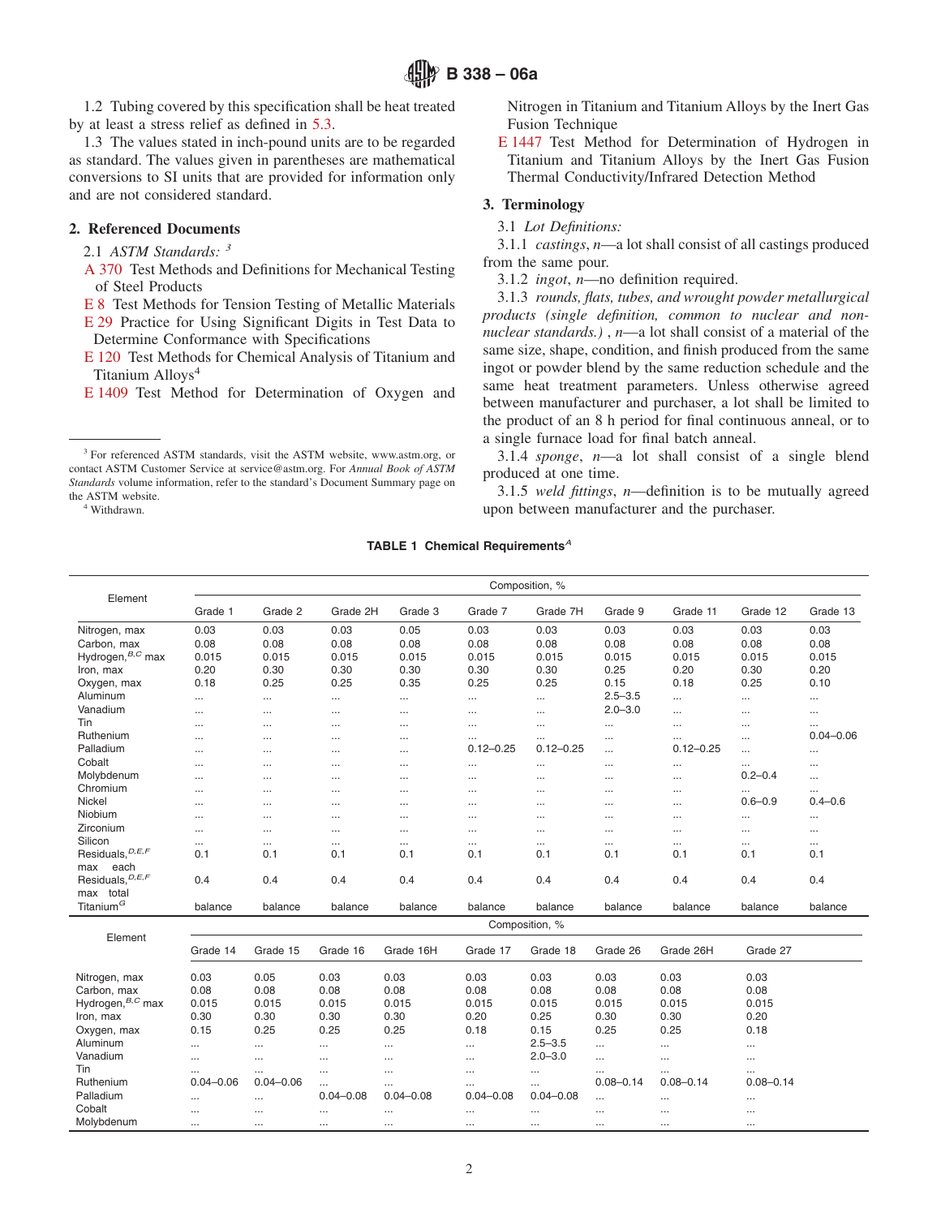1.2 Tubing covered by this specification shall be heat treated by at least a stress relief as defined in 5.3.

1.3 The values stated in inch-pound units are to be regarded as standard. The values given in parentheses are mathematical conversions to SI units that are provided for information only and are not considered standard.

## 2. Referenced Documents

2.1 *ASTM Standards:* [3]

A 370 Test Methods and Definitions for Mechanical Testing of Steel Products

E 8 Test Methods for Tension Testing of Metallic Materials

E 29 Practice for Using Significant Digits in Test Data to Determine Conformance with Specifications

E 120 Test Methods for Chemical Analysis of Titanium and Titanium Alloys[4]

E 1409 Test Method for Determination of Oxygen and Nitrogen in Titanium and Titanium Alloys by the Inert Gas Fusion Technique

E 1447 Test Method for Determination of Hydrogen in Titanium and Titanium Alloys by the Inert Gas Fusion Thermal Conductivity/Infrared Detection Method

[3] For referenced ASTM standards, visit the ASTM website, www.astm.org, or contact ASTM Customer Service at service@astm.org. For *Annual Book of ASTM Standards* volume information, refer to the standard's Document Summary page on the ASTM website.

[4] Withdrawn.

## 3. Terminology

3.1 *Lot Definitions:*

3.1.1 *castings*, *n*—a lot shall consist of all castings produced from the same pour.

3.1.2 *ingot*, *n*—no definition required.

3.1.3 *rounds, flats, tubes, and wrought powder metallurgical products (single definition, common to nuclear and non-nuclear standards.)* , *n*—a lot shall consist of a material of the same size, shape, condition, and finish produced from the same ingot or powder blend by the same reduction schedule and the same heat treatment parameters. Unless otherwise agreed between manufacturer and purchaser, a lot shall be limited to the product of an 8 h period for final continuous anneal, or to a single furnace load for final batch anneal.

3.1.4 *sponge*, *n*—a lot shall consist of a single blend produced at one time.

3.1.5 *weld fittings*, *n*—definition is to be mutually agreed upon between manufacturer and the purchaser.

**TABLE 1 Chemical Requirements**[A]

| Element | Composition, % | | | | | | | | | |
|---|---|---|---|---|---|---|---|---|---|---|
| | Grade 1 | Grade 2 | Grade 2H | Grade 3 | Grade 7 | Grade 7H | Grade 9 | Grade 11 | Grade 12 | Grade 13 |
| Nitrogen, max | 0.03 | 0.03 | 0.03 | 0.05 | 0.03 | 0.03 | 0.03 | 0.03 | 0.03 | 0.03 |
| Carbon, max | 0.08 | 0.08 | 0.08 | 0.08 | 0.08 | 0.08 | 0.08 | 0.08 | 0.08 | 0.08 |
| Hydrogen,[B,C] max | 0.015 | 0.015 | 0.015 | 0.015 | 0.015 | 0.015 | 0.015 | 0.015 | 0.015 | 0.015 |
| Iron, max | 0.20 | 0.30 | 0.30 | 0.30 | 0.30 | 0.30 | 0.25 | 0.20 | 0.30 | 0.20 |
| Oxygen, max | 0.18 | 0.25 | 0.25 | 0.35 | 0.25 | 0.25 | 0.15 | 0.18 | 0.25 | 0.10 |
| Aluminum | ... | ... | ... | ... | ... | ... | 2.5–3.5 | ... | ... | ... |
| Vanadium | ... | ... | ... | ... | ... | ... | 2.0–3.0 | ... | ... | ... |
| Tin | ... | ... | ... | ... | ... | ... | ... | ... | ... | ... |
| Ruthenium | ... | ... | ... | ... | ... | ... | ... | ... | ... | 0.04–0.06 |
| Palladium | ... | ... | ... | ... | 0.12–0.25 | 0.12–0.25 | ... | 0.12–0.25 | ... | ... |
| Cobalt | ... | ... | ... | ... | ... | ... | ... | ... | ... | ... |
| Molybdenum | ... | ... | ... | ... | ... | ... | ... | ... | 0.2–0.4 | ... |
| Chromium | ... | ... | ... | ... | ... | ... | ... | ... | ... | ... |
| Nickel | ... | ... | ... | ... | ... | ... | ... | ... | 0.6–0.9 | 0.4–0.6 |
| Niobium | ... | ... | ... | ... | ... | ... | ... | ... | ... | ... |
| Zirconium | ... | ... | ... | ... | ... | ... | ... | ... | ... | ... |
| Silicon | ... | ... | ... | ... | ... | ... | ... | ... | ... | ... |
| Residuals,[D,E,F] max each | 0.1 | 0.1 | 0.1 | 0.1 | 0.1 | 0.1 | 0.1 | 0.1 | 0.1 | 0.1 |
| Residuals,[D,E,F] max total | 0.4 | 0.4 | 0.4 | 0.4 | 0.4 | 0.4 | 0.4 | 0.4 | 0.4 | 0.4 |
| Titanium[G] | balance | balance | balance | balance | balance | balance | balance | balance | balance | balance |

| Element | Composition, % | | | | | | | | |
|---|---|---|---|---|---|---|---|---|---|
| | Grade 14 | Grade 15 | Grade 16 | Grade 16H | Grade 17 | Grade 18 | Grade 26 | Grade 26H | Grade 27 |
| Nitrogen, max | 0.03 | 0.05 | 0.03 | 0.03 | 0.03 | 0.03 | 0.03 | 0.03 | 0.03 |
| Carbon, max | 0.08 | 0.08 | 0.08 | 0.08 | 0.08 | 0.08 | 0.08 | 0.08 | 0.08 |
| Hydrogen,[B,C] max | 0.015 | 0.015 | 0.015 | 0.015 | 0.015 | 0.015 | 0.015 | 0.015 | 0.015 |
| Iron, max | 0.30 | 0.30 | 0.30 | 0.30 | 0.20 | 0.25 | 0.30 | 0.30 | 0.20 |
| Oxygen, max | 0.15 | 0.25 | 0.25 | 0.25 | 0.18 | 0.15 | 0.25 | 0.25 | 0.18 |
| Aluminum | ... | ... | ... | ... | ... | 2.5–3.5 | ... | ... | ... |
| Vanadium | ... | ... | ... | ... | ... | 2.0–3.0 | ... | ... | ... |
| Tin | ... | ... | ... | ... | ... | ... | ... | ... | ... |
| Ruthenium | 0.04–0.06 | 0.04–0.06 | ... | ... | ... | ... | 0.08–0.14 | 0.08–0.14 | 0.08–0.14 |
| Palladium | ... | ... | 0.04–0.08 | 0.04–0.08 | 0.04–0.08 | 0.04–0.08 | ... | ... | ... |
| Cobalt | ... | ... | ... | ... | ... | ... | ... | ... | ... |
| Molybdenum | ... | ... | ... | ... | ... | ... | ... | ... | ... |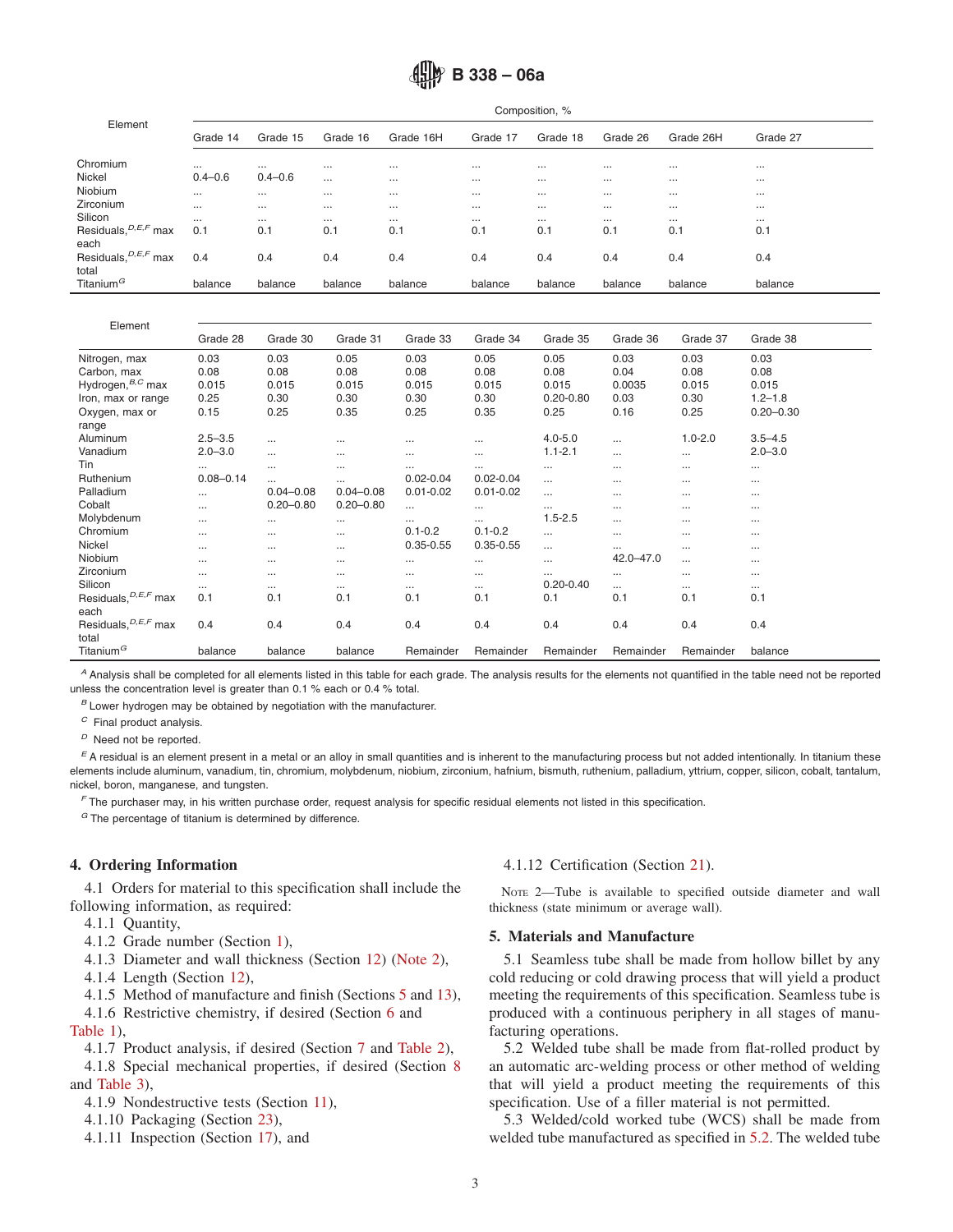| Element | Composition, % | | | | | | | | |
|---|---|---|---|---|---|---|---|---|---|
| | Grade 14 | Grade 15 | Grade 16 | Grade 16H | Grade 17 | Grade 18 | Grade 26 | Grade 26H | Grade 27 |
| Chromium | ... | ... | ... | ... | ... | ... | ... | ... | ... |
| Nickel | 0.4–0.6 | 0.4–0.6 | ... | ... | ... | ... | ... | ... | ... |
| Niobium | ... | ... | ... | ... | ... | ... | ... | ... | ... |
| Zirconium | ... | ... | ... | ... | ... | ... | ... | ... | ... |
| Silicon | ... | ... | ... | ... | ... | ... | ... | ... | ... |
| Residuals,[D,E,F] max each | 0.1 | 0.1 | 0.1 | 0.1 | 0.1 | 0.1 | 0.1 | 0.1 | 0.1 |
| Residuals,[D,E,F] max total | 0.4 | 0.4 | 0.4 | 0.4 | 0.4 | 0.4 | 0.4 | 0.4 | 0.4 |
| Titanium[G] | balance | balance | balance | balance | balance | balance | balance | balance | balance |

| Element | Grade 28 | Grade 30 | Grade 31 | Grade 33 | Grade 34 | Grade 35 | Grade 36 | Grade 37 | Grade 38 |
|---|---|---|---|---|---|---|---|---|---|
| Nitrogen, max | 0.03 | 0.03 | 0.05 | 0.03 | 0.05 | 0.05 | 0.03 | 0.03 | 0.03 |
| Carbon, max | 0.08 | 0.08 | 0.08 | 0.08 | 0.08 | 0.08 | 0.04 | 0.08 | 0.08 |
| Hydrogen,[B,C] max | 0.015 | 0.015 | 0.015 | 0.015 | 0.015 | 0.015 | 0.0035 | 0.015 | 0.015 |
| Iron, max or range | 0.25 | 0.30 | 0.30 | 0.30 | 0.30 | 0.20-0.80 | 0.03 | 0.30 | 1.2–1.8 |
| Oxygen, max or range | 0.15 | 0.25 | 0.35 | 0.25 | 0.35 | 0.25 | 0.16 | 0.25 | 0.20–0.30 |
| Aluminum | 2.5–3.5 | ... | ... | ... | ... | 4.0-5.0 | ... | 1.0-2.0 | 3.5–4.5 |
| Vanadium | 2.0–3.0 | ... | ... | ... | ... | 1.1-2.1 | ... | ... | 2.0–3.0 |
| Tin | ... | ... | ... | ... | ... | ... | ... | ... | ... |
| Ruthenium | 0.08–0.14 | ... | ... | 0.02-0.04 | 0.02-0.04 | ... | ... | ... | ... |
| Palladium | ... | 0.04–0.08 | 0.04–0.08 | 0.01-0.02 | 0.01-0.02 | ... | ... | ... | ... |
| Cobalt | ... | 0.20–0.80 | 0.20–0.80 | ... | ... | ... | ... | ... | ... |
| Molybdenum | ... | ... | ... | ... | ... | 1.5-2.5 | ... | ... | ... |
| Chromium | ... | ... | ... | 0.1-0.2 | 0.1-0.2 | ... | ... | ... | ... |
| Nickel | ... | ... | ... | 0.35-0.55 | 0.35-0.55 | ... | ... | ... | ... |
| Niobium | ... | ... | ... | ... | ... | ... | 42.0–47.0 | ... | ... |
| Zirconium | ... | ... | ... | ... | ... | ... | ... | ... | ... |
| Silicon | ... | ... | ... | ... | ... | 0.20-0.40 | ... | ... | ... |
| Residuals,[D,E,F] max each | 0.1 | 0.1 | 0.1 | 0.1 | 0.1 | 0.1 | 0.1 | 0.1 | 0.1 |
| Residuals,[D,E,F] max total | 0.4 | 0.4 | 0.4 | 0.4 | 0.4 | 0.4 | 0.4 | 0.4 | 0.4 |
| Titanium[G] | balance | balance | balance | Remainder | Remainder | Remainder | Remainder | Remainder | balance |

[A] Analysis shall be completed for all elements listed in this table for each grade. The analysis results for the elements not quantified in the table need not be reported unless the concentration level is greater than 0.1 % each or 0.4 % total.

[B] Lower hydrogen may be obtained by negotiation with the manufacturer.

[C] Final product analysis.

[D] Need not be reported.

[E] A residual is an element present in a metal or an alloy in small quantities and is inherent to the manufacturing process but not added intentionally. In titanium these elements include aluminum, vanadium, tin, chromium, molybdenum, niobium, zirconium, hafnium, bismuth, ruthenium, palladium, yttrium, copper, silicon, cobalt, tantalum, nickel, boron, manganese, and tungsten.

[F] The purchaser may, in his written purchase order, request analysis for specific residual elements not listed in this specification.

[G] The percentage of titanium is determined by difference.

## 4. Ordering Information

4.1 Orders for material to this specification shall include the following information, as required:

4.1.1 Quantity,

4.1.2 Grade number (Section 1),

4.1.3 Diameter and wall thickness (Section 12) (Note 2),

4.1.4 Length (Section 12),

4.1.5 Method of manufacture and finish (Sections 5 and 13),

4.1.6 Restrictive chemistry, if desired (Section 6 and Table 1),

4.1.7 Product analysis, if desired (Section 7 and Table 2),

4.1.8 Special mechanical properties, if desired (Section 8 and Table 3),

4.1.9 Nondestructive tests (Section 11),

4.1.10 Packaging (Section 23),

4.1.11 Inspection (Section 17), and

4.1.12 Certification (Section 21).

NOTE 2—Tube is available to specified outside diameter and wall thickness (state minimum or average wall).

## 5. Materials and Manufacture

5.1 Seamless tube shall be made from hollow billet by any cold reducing or cold drawing process that will yield a product meeting the requirements of this specification. Seamless tube is produced with a continuous periphery in all stages of manufacturing operations.

5.2 Welded tube shall be made from flat-rolled product by an automatic arc-welding process or other method of welding that will yield a product meeting the requirements of this specification. Use of a filler material is not permitted.

5.3 Welded/cold worked tube (WCS) shall be made from welded tube manufactured as specified in 5.2. The welded tube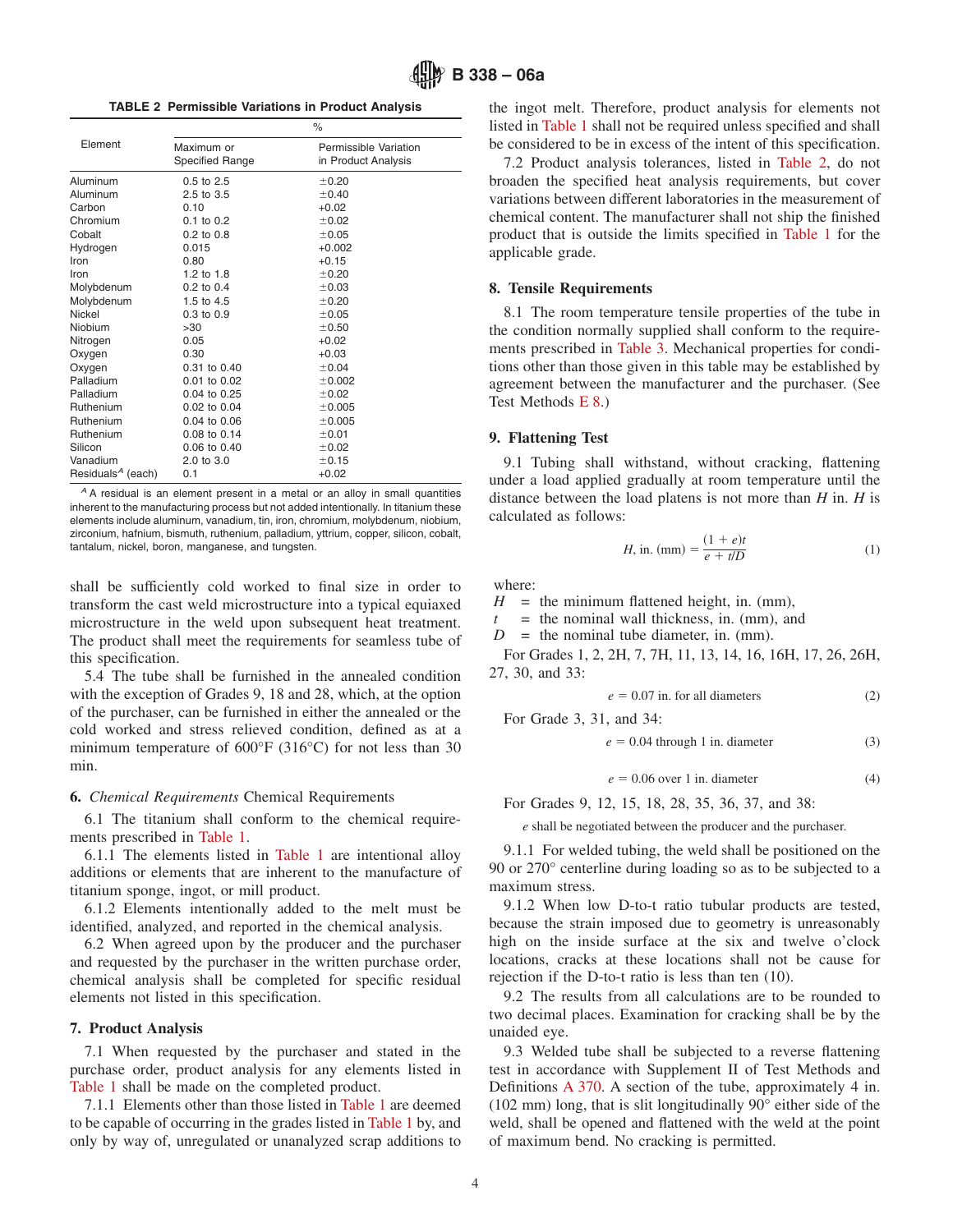**TABLE 2 Permissible Variations in Product Analysis**

| Element | % Maximum or Specified Range | % Permissible Variation in Product Analysis |
|---|---|---|
| Aluminum | 0.5 to 2.5 | ±0.20 |
| Aluminum | 2.5 to 3.5 | ±0.40 |
| Carbon | 0.10 | +0.02 |
| Chromium | 0.1 to 0.2 | ±0.02 |
| Cobalt | 0.2 to 0.8 | ±0.05 |
| Hydrogen | 0.015 | +0.002 |
| Iron | 0.80 | +0.15 |
| Iron | 1.2 to 1.8 | ±0.20 |
| Molybdenum | 0.2 to 0.4 | ±0.03 |
| Molybdenum | 1.5 to 4.5 | ±0.20 |
| Nickel | 0.3 to 0.9 | ±0.05 |
| Niobium | >30 | ±0.50 |
| Nitrogen | 0.05 | +0.02 |
| Oxygen | 0.30 | +0.03 |
| Oxygen | 0.31 to 0.40 | ±0.04 |
| Palladium | 0.01 to 0.02 | ±0.002 |
| Palladium | 0.04 to 0.25 | ±0.02 |
| Ruthenium | 0.02 to 0.04 | ±0.005 |
| Ruthenium | 0.04 to 0.06 | ±0.005 |
| Ruthenium | 0.08 to 0.14 | ±0.01 |
| Silicon | 0.06 to 0.40 | ±0.02 |
| Vanadium | 2.0 to 3.0 | ±0.15 |
| Residuals[A] (each) | 0.1 | +0.02 |

[A] A residual is an element present in a metal or an alloy in small quantities inherent to the manufacturing process but not added intentionally. In titanium these elements include aluminum, vanadium, tin, iron, chromium, molybdenum, niobium, zirconium, hafnium, bismuth, ruthenium, palladium, yttrium, copper, silicon, cobalt, tantalum, nickel, boron, manganese, and tungsten.

shall be sufficiently cold worked to final size in order to transform the cast weld microstructure into a typical equiaxed microstructure in the weld upon subsequent heat treatment. The product shall meet the requirements for seamless tube of this specification.

5.4 The tube shall be furnished in the annealed condition with the exception of Grades 9, 18 and 28, which, at the option of the purchaser, can be furnished in either the annealed or the cold worked and stress relieved condition, defined as at a minimum temperature of 600°F (316°C) for not less than 30 min.

## 6. *Chemical Requirements* Chemical Requirements

6.1 The titanium shall conform to the chemical requirements prescribed in Table 1.

6.1.1 The elements listed in Table 1 are intentional alloy additions or elements that are inherent to the manufacture of titanium sponge, ingot, or mill product.

6.1.2 Elements intentionally added to the melt must be identified, analyzed, and reported in the chemical analysis.

6.2 When agreed upon by the producer and the purchaser and requested by the purchaser in the written purchase order, chemical analysis shall be completed for specific residual elements not listed in this specification.

## 7. Product Analysis

7.1 When requested by the purchaser and stated in the purchase order, product analysis for any elements listed in Table 1 shall be made on the completed product.

7.1.1 Elements other than those listed in Table 1 are deemed to be capable of occurring in the grades listed in Table 1 by, and only by way of, unregulated or unanalyzed scrap additions to the ingot melt. Therefore, product analysis for elements not listed in Table 1 shall not be required unless specified and shall be considered to be in excess of the intent of this specification.

7.2 Product analysis tolerances, listed in Table 2, do not broaden the specified heat analysis requirements, but cover variations between different laboratories in the measurement of chemical content. The manufacturer shall not ship the finished product that is outside the limits specified in Table 1 for the applicable grade.

## 8. Tensile Requirements

8.1 The room temperature tensile properties of the tube in the condition normally supplied shall conform to the requirements prescribed in Table 3. Mechanical properties for conditions other than those given in this table may be established by agreement between the manufacturer and the purchaser. (See Test Methods E 8.)

## 9. Flattening Test

9.1 Tubing shall withstand, without cracking, flattening under a load applied gradually at room temperature until the distance between the load platens is not more than $H$ in. $H$ is calculated as follows:

$$H, \text{in. (mm)} = \frac{(1 + e)t}{e + t/D} \tag{1}$$

where:

$H$ = the minimum flattened height, in. (mm),
$t$ = the nominal wall thickness, in. (mm), and
$D$ = the nominal tube diameter, in. (mm).

For Grades 1, 2, 2H, 7, 7H, 11, 13, 14, 16, 16H, 17, 26, 26H, 27, 30, and 33:

$$e = 0.07 \text{ in. for all diameters} \tag{2}$$

For Grade 3, 31, and 34:

$$e = 0.04 \text{ through 1 in. diameter} \tag{3}$$

$$e = 0.06 \text{ over 1 in. diameter} \tag{4}$$

For Grades 9, 12, 15, 18, 28, 35, 36, 37, and 38:

$e$ shall be negotiated between the producer and the purchaser.

9.1.1 For welded tubing, the weld shall be positioned on the 90 or 270° centerline during loading so as to be subjected to a maximum stress.

9.1.2 When low D-to-t ratio tubular products are tested, because the strain imposed due to geometry is unreasonably high on the inside surface at the six and twelve o'clock locations, cracks at these locations shall not be cause for rejection if the D-to-t ratio is less than ten (10).

9.2 The results from all calculations are to be rounded to two decimal places. Examination for cracking shall be by the unaided eye.

9.3 Welded tube shall be subjected to a reverse flattening test in accordance with Supplement II of Test Methods and Definitions A 370. A section of the tube, approximately 4 in. (102 mm) long, that is slit longitudinally 90° either side of the weld, shall be opened and flattened with the weld at the point of maximum bend. No cracking is permitted.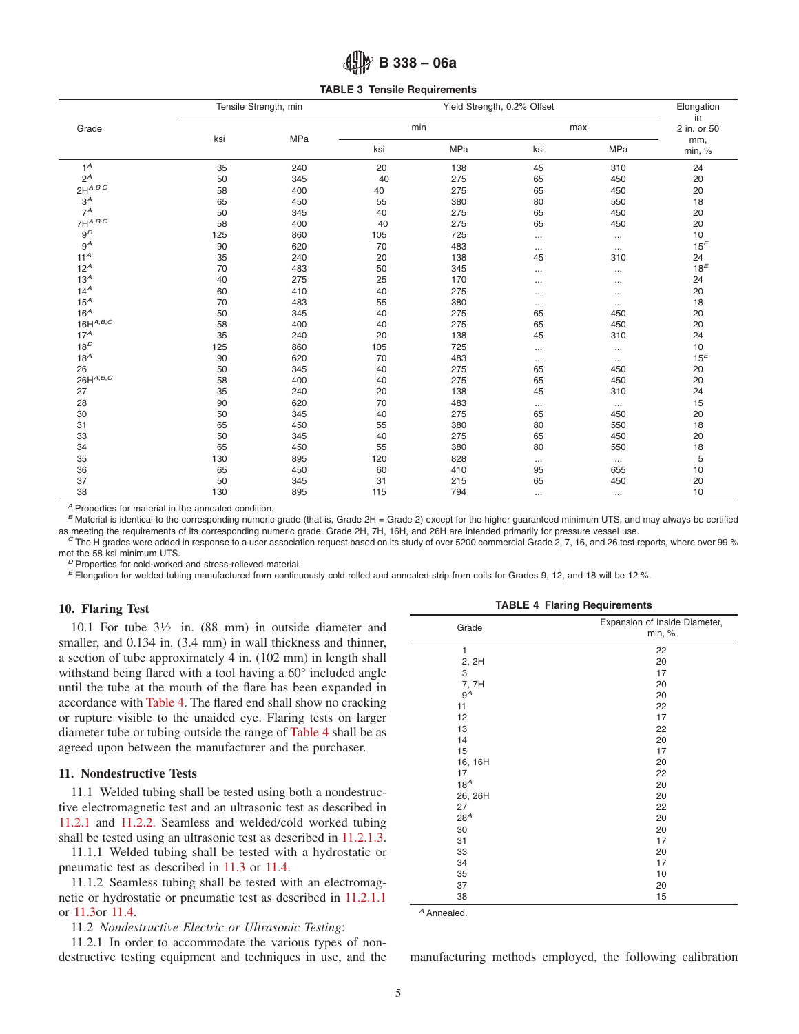**TABLE 3 Tensile Requirements**

| Grade | Tensile Strength, min | | Yield Strength, 0.2% Offset | | | | Elongation in 2 in. or 50 mm, min, % |
|---|---|---|---|---|---|---|---|
| | | | min | | max | | |
| | ksi | MPa | ksi | MPa | ksi | MPa | |
| 1[A] | 35 | 240 | 20 | 138 | 45 | 310 | 24 |
| 2[A] | 50 | 345 | 40 | 275 | 65 | 450 | 20 |
| 2H[A,B,C] | 58 | 400 | 40 | 275 | 65 | 450 | 20 |
| 3[A] | 65 | 450 | 55 | 380 | 80 | 550 | 18 |
| 7[A] | 50 | 345 | 40 | 275 | 65 | 450 | 20 |
| 7H[A,B,C] | 58 | 400 | 40 | 275 | 65 | 450 | 20 |
| 9[D] | 125 | 860 | 105 | 725 | ... | ... | 10 |
| 9[A] | 90 | 620 | 70 | 483 | ... | ... | 15[E] |
| 11[A] | 35 | 240 | 20 | 138 | 45 | 310 | 24 |
| 12[A] | 70 | 483 | 50 | 345 | ... | ... | 18[E] |
| 13[A] | 40 | 275 | 25 | 170 | ... | ... | 24 |
| 14[A] | 60 | 410 | 40 | 275 | ... | ... | 20 |
| 15[A] | 70 | 483 | 55 | 380 | ... | ... | 18 |
| 16[A] | 50 | 345 | 40 | 275 | 65 | 450 | 20 |
| 16H[A,B,C] | 58 | 400 | 40 | 275 | 65 | 450 | 20 |
| 17[A] | 35 | 240 | 20 | 138 | 45 | 310 | 24 |
| 18[D] | 125 | 860 | 105 | 725 | ... | ... | 10 |
| 18[A] | 90 | 620 | 70 | 483 | ... | ... | 15[E] |
| 26 | 50 | 345 | 40 | 275 | 65 | 450 | 20 |
| 26H[A,B,C] | 58 | 400 | 40 | 275 | 65 | 450 | 20 |
| 27 | 35 | 240 | 20 | 138 | 45 | 310 | 24 |
| 28 | 90 | 620 | 70 | 483 | ... | ... | 15 |
| 30 | 50 | 345 | 40 | 275 | 65 | 450 | 20 |
| 31 | 65 | 450 | 55 | 380 | 80 | 550 | 18 |
| 33 | 50 | 345 | 40 | 275 | 65 | 450 | 20 |
| 34 | 65 | 450 | 55 | 380 | 80 | 550 | 18 |
| 35 | 130 | 895 | 120 | 828 | ... | ... | 5 |
| 36 | 65 | 450 | 60 | 410 | 95 | 655 | 10 |
| 37 | 50 | 345 | 31 | 215 | 65 | 450 | 20 |
| 38 | 130 | 895 | 115 | 794 | ... | ... | 10 |

[A] Properties for material in the annealed condition.

[B] Material is identical to the corresponding numeric grade (that is, Grade 2H = Grade 2) except for the higher guaranteed minimum UTS, and may always be certified as meeting the requirements of its corresponding numeric grade. Grade 2H, 7H, 16H, and 26H are intended primarily for pressure vessel use.

[C] The H grades were added in response to a user association request based on its study of over 5200 commercial Grade 2, 7, 16, and 26 test reports, where over 99 % met the 58 ksi minimum UTS.

[D] Properties for cold-worked and stress-relieved material.

[E] Elongation for welded tubing manufactured from continuously cold rolled and annealed strip from coils for Grades 9, 12, and 18 will be 12 %.

## 10. Flaring Test

10.1 For tube 3½ in. (88 mm) in outside diameter and smaller, and 0.134 in. (3.4 mm) in wall thickness and thinner, a section of tube approximately 4 in. (102 mm) in length shall withstand being flared with a tool having a 60° included angle until the tube at the mouth of the flare has been expanded in accordance with Table 4. The flared end shall show no cracking or rupture visible to the unaided eye. Flaring tests on larger diameter tube or tubing outside the range of Table 4 shall be as agreed upon between the manufacturer and the purchaser.

## 11. Nondestructive Tests

11.1 Welded tubing shall be tested using both a nondestructive electromagnetic test and an ultrasonic test as described in 11.2.1 and 11.2.2. Seamless and welded/cold worked tubing shall be tested using an ultrasonic test as described in 11.2.1.3.

11.1.1 Welded tubing shall be tested with a hydrostatic or pneumatic test as described in 11.3 or 11.4.

11.1.2 Seamless tubing shall be tested with an electromagnetic or hydrostatic or pneumatic test as described in 11.2.1.1 or 11.3or 11.4.

11.2 *Nondestructive Electric or Ultrasonic Testing*:

11.2.1 In order to accommodate the various types of nondestructive testing equipment and techniques in use, and the manufacturing methods employed, the following calibration

**TABLE 4 Flaring Requirements**

| Grade | Expansion of Inside Diameter, min, % |
|---|---|
| 1 | 22 |
| 2, 2H | 20 |
| 3 | 17 |
| 7, 7H | 20 |
| 9[A] | 20 |
| 11 | 22 |
| 12 | 17 |
| 13 | 22 |
| 14 | 20 |
| 15 | 17 |
| 16, 16H | 20 |
| 17 | 22 |
| 18[A] | 20 |
| 26, 26H | 20 |
| 27 | 22 |
| 28[A] | 20 |
| 30 | 20 |
| 31 | 17 |
| 33 | 20 |
| 34 | 17 |
| 35 | 10 |
| 37 | 20 |
| 38 | 15 |

[A] Annealed.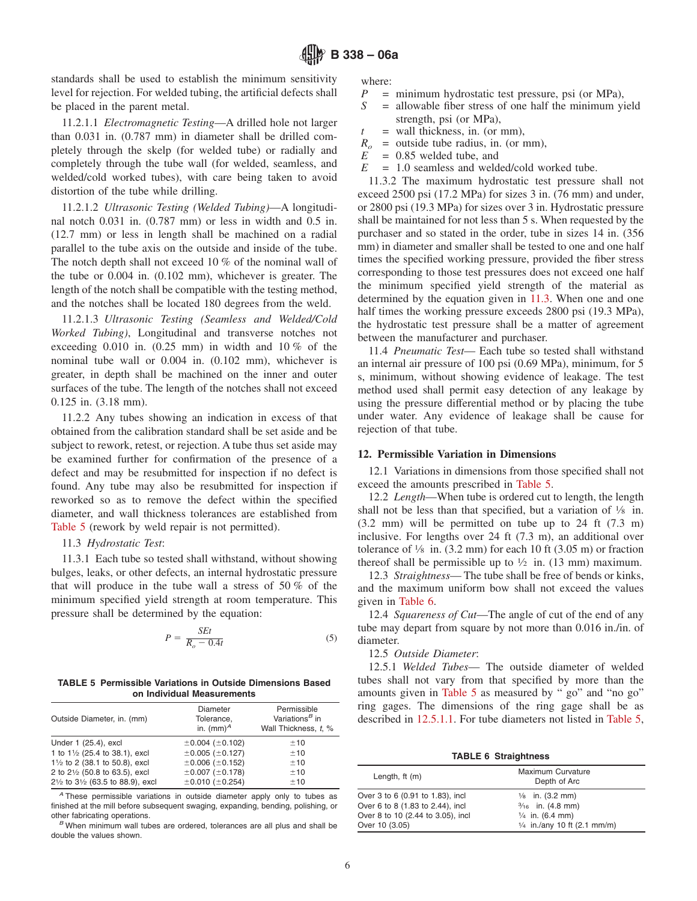standards shall be used to establish the minimum sensitivity level for rejection. For welded tubing, the artificial defects shall be placed in the parent metal.

11.2.1.1 *Electromagnetic Testing*—A drilled hole not larger than 0.031 in. (0.787 mm) in diameter shall be drilled completely through the skelp (for welded tube) or radially and completely through the tube wall (for welded, seamless, and welded/cold worked tubes), with care being taken to avoid distortion of the tube while drilling.

11.2.1.2 *Ultrasonic Testing (Welded Tubing)*—A longitudinal notch 0.031 in. (0.787 mm) or less in width and 0.5 in. (12.7 mm) or less in length shall be machined on a radial parallel to the tube axis on the outside and inside of the tube. The notch depth shall not exceed 10 % of the nominal wall of the tube or 0.004 in. (0.102 mm), whichever is greater. The length of the notch shall be compatible with the testing method, and the notches shall be located 180 degrees from the weld.

11.2.1.3 *Ultrasonic Testing (Seamless and Welded/Cold Worked Tubing)*, Longitudinal and transverse notches not exceeding 0.010 in. (0.25 mm) in width and 10 % of the nominal tube wall or 0.004 in. (0.102 mm), whichever is greater, in depth shall be machined on the inner and outer surfaces of the tube. The length of the notches shall not exceed 0.125 in. (3.18 mm).

11.2.2 Any tubes showing an indication in excess of that obtained from the calibration standard shall be set aside and be subject to rework, retest, or rejection. A tube thus set aside may be examined further for confirmation of the presence of a defect and may be resubmitted for inspection if no defect is found. Any tube may also be resubmitted for inspection if reworked so as to remove the defect within the specified diameter, and wall thickness tolerances are established from Table 5 (rework by weld repair is not permitted).

11.3 *Hydrostatic Test*:

11.3.1 Each tube so tested shall withstand, without showing bulges, leaks, or other defects, an internal hydrostatic pressure that will produce in the tube wall a stress of 50 % of the minimum specified yield strength at room temperature. This pressure shall be determined by the equation:

$$P = \frac{SEt}{R_o - 0.4t} \quad (5)$$

where:

$P$ = minimum hydrostatic test pressure, psi (or MPa),
$S$ = allowable fiber stress of one half the minimum yield strength, psi (or MPa),
$t$ = wall thickness, in. (or mm),
$R_o$ = outside tube radius, in. (or mm),
$E$ = 0.85 welded tube, and
$E$ = 1.0 seamless and welded/cold worked tube.

11.3.2 The maximum hydrostatic test pressure shall not exceed 2500 psi (17.2 MPa) for sizes 3 in. (76 mm) and under, or 2800 psi (19.3 MPa) for sizes over 3 in. Hydrostatic pressure shall be maintained for not less than 5 s. When requested by the purchaser and so stated in the order, tube in sizes 14 in. (356 mm) in diameter and smaller shall be tested to one and one half times the specified working pressure, provided the fiber stress corresponding to those test pressures does not exceed one half the minimum specified yield strength of the material as determined by the equation given in 11.3. When one and one half times the working pressure exceeds 2800 psi (19.3 MPa), the hydrostatic test pressure shall be a matter of agreement between the manufacturer and purchaser.

11.4 *Pneumatic Test*— Each tube so tested shall withstand an internal air pressure of 100 psi (0.69 MPa), minimum, for 5 s, minimum, without showing evidence of leakage. The test method used shall permit easy detection of any leakage by using the pressure differential method or by placing the tube under water. Any evidence of leakage shall be cause for rejection of that tube.

## 12. Permissible Variation in Dimensions

12.1 Variations in dimensions from those specified shall not exceed the amounts prescribed in Table 5.

12.2 *Length*—When tube is ordered cut to length, the length shall not be less than that specified, but a variation of ⅛ in. (3.2 mm) will be permitted on tube up to 24 ft (7.3 m) inclusive. For lengths over 24 ft (7.3 m), an additional over tolerance of ⅛ in. (3.2 mm) for each 10 ft (3.05 m) or fraction thereof shall be permissible up to ½ in. (13 mm) maximum.

12.3 *Straightness*— The tube shall be free of bends or kinks, and the maximum uniform bow shall not exceed the values given in Table 6.

12.4 *Squareness of Cut*—The angle of cut of the end of any tube may depart from square by not more than 0.016 in./in. of diameter.

12.5 *Outside Diameter*:

12.5.1 *Welded Tubes*— The outside diameter of welded tubes shall not vary from that specified by more than the amounts given in Table 5 as measured by "go" and "no go" ring gages. The dimensions of the ring gage shall be as described in 12.5.1.1. For tube diameters not listed in Table 5,

**TABLE 5 Permissible Variations in Outside Dimensions Based on Individual Measurements**

| Outside Diameter, in. (mm) | Diameter Tolerance, in. (mm)[A] | Permissible Variations[B] in Wall Thickness, $t$, % |
|---|---|---|
| Under 1 (25.4), excl | ±0.004 (±0.102) | ±10 |
| 1 to 1½ (25.4 to 38.1), excl | ±0.005 (±0.127) | ±10 |
| 1½ to 2 (38.1 to 50.8), excl | ±0.006 (±0.152) | ±10 |
| 2 to 2½ (50.8 to 63.5), excl | ±0.007 (±0.178) | ±10 |
| 2½ to 3½ (63.5 to 88.9), excl | ±0.010 (±0.254) | ±10 |

[A] These permissible variations in outside diameter apply only to tubes as finished at the mill before subsequent swaging, expanding, bending, polishing, or other fabricating operations.

[B] When minimum wall tubes are ordered, tolerances are all plus and shall be double the values shown.

**TABLE 6 Straightness**

| Length, ft (m) | Maximum Curvature Depth of Arc |
|---|---|
| Over 3 to 6 (0.91 to 1.83), incl | ⅛ in. (3.2 mm) |
| Over 6 to 8 (1.83 to 2.44), incl | 3⁄16 in. (4.8 mm) |
| Over 8 to 10 (2.44 to 3.05), incl | ¼ in. (6.4 mm) |
| Over 10 (3.05) | ¼ in./any 10 ft (2.1 mm/m) |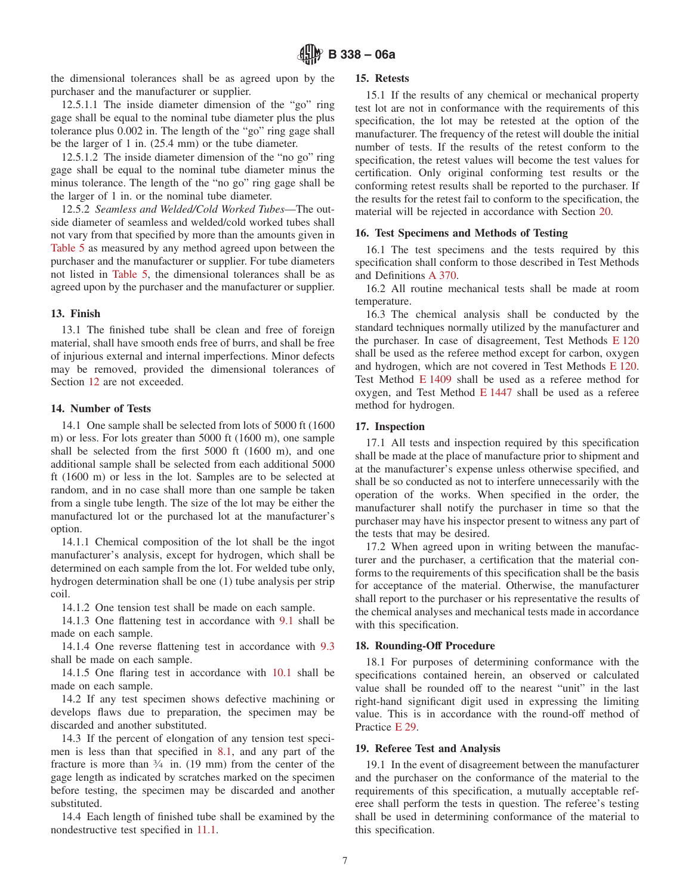the dimensional tolerances shall be as agreed upon by the purchaser and the manufacturer or supplier.

12.5.1.1 The inside diameter dimension of the "go" ring gage shall be equal to the nominal tube diameter plus the plus tolerance plus 0.002 in. The length of the "go" ring gage shall be the larger of 1 in. (25.4 mm) or the tube diameter.

12.5.1.2 The inside diameter dimension of the "no go" ring gage shall be equal to the nominal tube diameter minus the minus tolerance. The length of the "no go" ring gage shall be the larger of 1 in. or the nominal tube diameter.

12.5.2 *Seamless and Welded/Cold Worked Tubes*—The outside diameter of seamless and welded/cold worked tubes shall not vary from that specified by more than the amounts given in Table 5 as measured by any method agreed upon between the purchaser and the manufacturer or supplier. For tube diameters not listed in Table 5, the dimensional tolerances shall be as agreed upon by the purchaser and the manufacturer or supplier.

## 13. Finish

13.1 The finished tube shall be clean and free of foreign material, shall have smooth ends free of burrs, and shall be free of injurious external and internal imperfections. Minor defects may be removed, provided the dimensional tolerances of Section 12 are not exceeded.

## 14. Number of Tests

14.1 One sample shall be selected from lots of 5000 ft (1600 m) or less. For lots greater than 5000 ft (1600 m), one sample shall be selected from the first 5000 ft (1600 m), and one additional sample shall be selected from each additional 5000 ft (1600 m) or less in the lot. Samples are to be selected at random, and in no case shall more than one sample be taken from a single tube length. The size of the lot may be either the manufactured lot or the purchased lot at the manufacturer's option.

14.1.1 Chemical composition of the lot shall be the ingot manufacturer's analysis, except for hydrogen, which shall be determined on each sample from the lot. For welded tube only, hydrogen determination shall be one (1) tube analysis per strip coil.

14.1.2 One tension test shall be made on each sample.

14.1.3 One flattening test in accordance with 9.1 shall be made on each sample.

14.1.4 One reverse flattening test in accordance with 9.3 shall be made on each sample.

14.1.5 One flaring test in accordance with 10.1 shall be made on each sample.

14.2 If any test specimen shows defective machining or develops flaws due to preparation, the specimen may be discarded and another substituted.

14.3 If the percent of elongation of any tension test specimen is less than that specified in 8.1, and any part of the fracture is more than ¾ in. (19 mm) from the center of the gage length as indicated by scratches marked on the specimen before testing, the specimen may be discarded and another substituted.

14.4 Each length of finished tube shall be examined by the nondestructive test specified in 11.1.

## 15. Retests

15.1 If the results of any chemical or mechanical property test lot are not in conformance with the requirements of this specification, the lot may be retested at the option of the manufacturer. The frequency of the retest will double the initial number of tests. If the results of the retest conform to the specification, the retest values will become the test values for certification. Only original conforming test results or the conforming retest results shall be reported to the purchaser. If the results for the retest fail to conform to the specification, the material will be rejected in accordance with Section 20.

## 16. Test Specimens and Methods of Testing

16.1 The test specimens and the tests required by this specification shall conform to those described in Test Methods and Definitions A 370.

16.2 All routine mechanical tests shall be made at room temperature.

16.3 The chemical analysis shall be conducted by the standard techniques normally utilized by the manufacturer and the purchaser. In case of disagreement, Test Methods E 120 shall be used as the referee method except for carbon, oxygen and hydrogen, which are not covered in Test Methods E 120. Test Method E 1409 shall be used as a referee method for oxygen, and Test Method E 1447 shall be used as a referee method for hydrogen.

## 17. Inspection

17.1 All tests and inspection required by this specification shall be made at the place of manufacture prior to shipment and at the manufacturer's expense unless otherwise specified, and shall be so conducted as not to interfere unnecessarily with the operation of the works. When specified in the order, the manufacturer shall notify the purchaser in time so that the purchaser may have his inspector present to witness any part of the tests that may be desired.

17.2 When agreed upon in writing between the manufacturer and the purchaser, a certification that the material conforms to the requirements of this specification shall be the basis for acceptance of the material. Otherwise, the manufacturer shall report to the purchaser or his representative the results of the chemical analyses and mechanical tests made in accordance with this specification.

## 18. Rounding-Off Procedure

18.1 For purposes of determining conformance with the specifications contained herein, an observed or calculated value shall be rounded off to the nearest "unit" in the last right-hand significant digit used in expressing the limiting value. This is in accordance with the round-off method of Practice E 29.

## 19. Referee Test and Analysis

19.1 In the event of disagreement between the manufacturer and the purchaser on the conformance of the material to the requirements of this specification, a mutually acceptable referee shall perform the tests in question. The referee's testing shall be used in determining conformance of the material to this specification.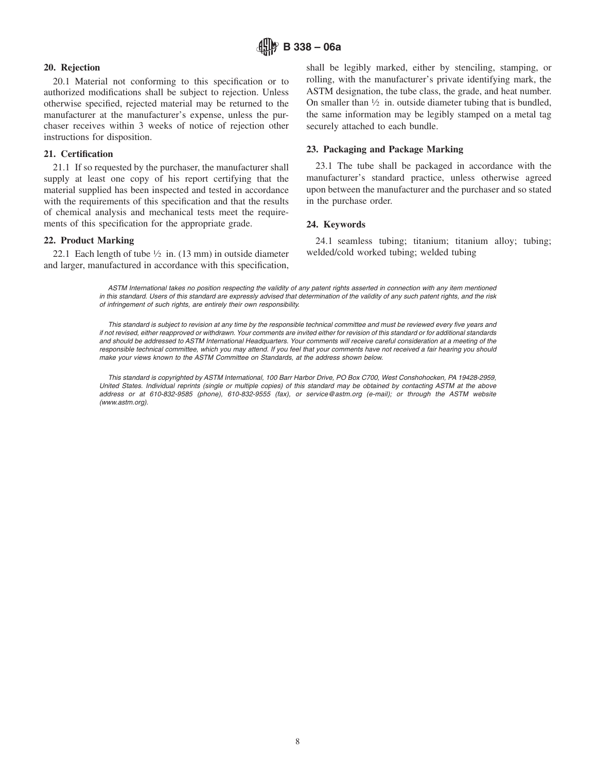## 20. Rejection

20.1 Material not conforming to this specification or to authorized modifications shall be subject to rejection. Unless otherwise specified, rejected material may be returned to the manufacturer at the manufacturer's expense, unless the purchaser receives within 3 weeks of notice of rejection other instructions for disposition.

## 21. Certification

21.1 If so requested by the purchaser, the manufacturer shall supply at least one copy of his report certifying that the material supplied has been inspected and tested in accordance with the requirements of this specification and that the results of chemical analysis and mechanical tests meet the requirements of this specification for the appropriate grade.

## 22. Product Marking

22.1 Each length of tube ½ in. (13 mm) in outside diameter and larger, manufactured in accordance with this specification, shall be legibly marked, either by stenciling, stamping, or rolling, with the manufacturer's private identifying mark, the ASTM designation, the tube class, the grade, and heat number. On smaller than ½ in. outside diameter tubing that is bundled, the same information may be legibly stamped on a metal tag securely attached to each bundle.

## 23. Packaging and Package Marking

23.1 The tube shall be packaged in accordance with the manufacturer's standard practice, unless otherwise agreed upon between the manufacturer and the purchaser and so stated in the purchase order.

## 24. Keywords

24.1 seamless tubing; titanium; titanium alloy; tubing; welded/cold worked tubing; welded tubing

*ASTM International takes no position respecting the validity of any patent rights asserted in connection with any item mentioned in this standard. Users of this standard are expressly advised that determination of the validity of any such patent rights, and the risk of infringement of such rights, are entirely their own responsibility.*

*This standard is subject to revision at any time by the responsible technical committee and must be reviewed every five years and if not revised, either reapproved or withdrawn. Your comments are invited either for revision of this standard or for additional standards and should be addressed to ASTM International Headquarters. Your comments will receive careful consideration at a meeting of the responsible technical committee, which you may attend. If you feel that your comments have not received a fair hearing you should make your views known to the ASTM Committee on Standards, at the address shown below.*

*This standard is copyrighted by ASTM International, 100 Barr Harbor Drive, PO Box C700, West Conshohocken, PA 19428-2959, United States. Individual reprints (single or multiple copies) of this standard may be obtained by contacting ASTM at the above address or at 610-832-9585 (phone), 610-832-9555 (fax), or service@astm.org (e-mail); or through the ASTM website (www.astm.org).*